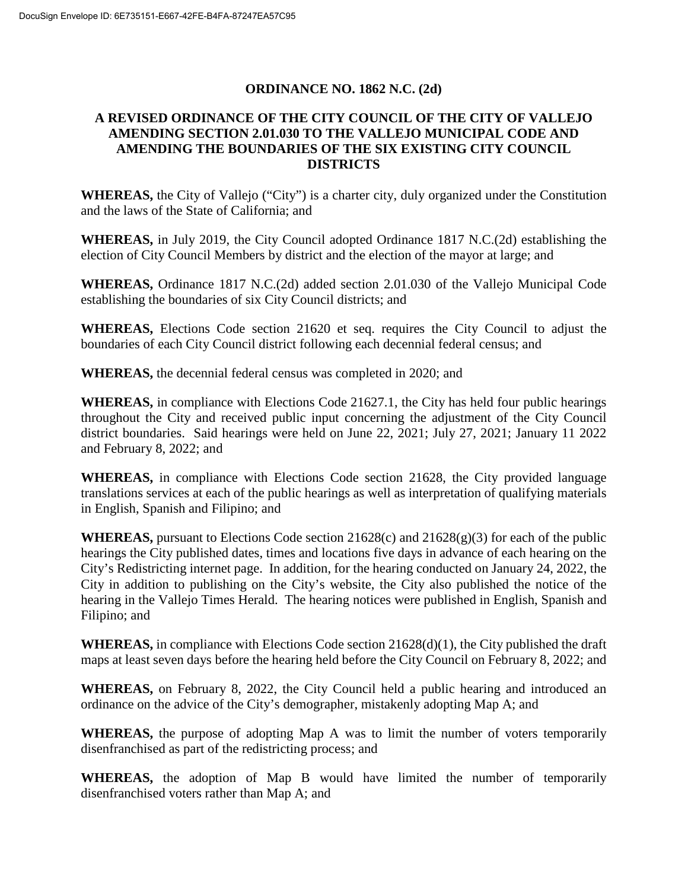# ORDINANCE NO. 1862 N.C. (2d)

## A REVISED ORDINANCE OF THE CITY COUNCIL OF THE CITY OF VALLEJO AMENDING SECTION 2.01.030 TO THE VALLEJO MUNICIPAL CODE AND AMENDING THE BOUNDARIES OF THE SIX EXISTING CITY COUNCIL DISTRICTS

**WHEREAS,** the City of Vallejo ("City") is a charter city, duly organized under the Constitution and the laws of the State of California; and

**WHEREAS,** in July 2019, the City Council adopted Ordinance 1817 N.C.(2d) establishing the election of City Council Members by district and the election of the mayor at large; and

**WHEREAS,** Ordinance 1817 N.C.(2d) added section 2.01.030 of the Vallejo Municipal Code establishing the boundaries of six City Council districts; and

**WHEREAS,** Elections Code section 21620 et seq. requires the City Council to adjust the boundaries of each City Council district following each decennial federal census; and

**WHEREAS,** the decennial federal census was completed in 2020; and

**WHEREAS,** in compliance with Elections Code 21627.1, the City has held four public hearings throughout the City and received public input concerning the adjustment of the City Council district boundaries. Said hearings were held on June 22, 2021; July 27, 2021; January 11 2022 and February 8, 2022; and

**WHEREAS,** in compliance with Elections Code section 21628, the City provided language translations services at each of the public hearings as well as interpretation of qualifying materials in English, Spanish and Filipino; and

**WHEREAS,** pursuant to Elections Code section 21628(c) and 21628(g)(3) for each of the public hearings the City published dates, times and locations five days in advance of each hearing on the City's Redistricting internet page. In addition, for the hearing conducted on January 24, 2022, the City in addition to publishing on the City's website, the City also published the notice of the hearing in the Vallejo Times Herald. The hearing notices were published in English, Spanish and Filipino; and

**WHEREAS,** in compliance with Elections Code section 21628(d)(1), the City published the draft maps at least seven days before the hearing held before the City Council on February 8, 2022; and

**WHEREAS,** on February 8, 2022, the City Council held a public hearing and introduced an ordinance on the advice of the City's demographer, mistakenly adopting Map A; and

**WHEREAS,** the purpose of adopting Map A was to limit the number of voters temporarily disenfranchised as part of the redistricting process; and

**WHEREAS,** the adoption of Map B would have limited the number of temporarily disenfranchised voters rather than Map A; and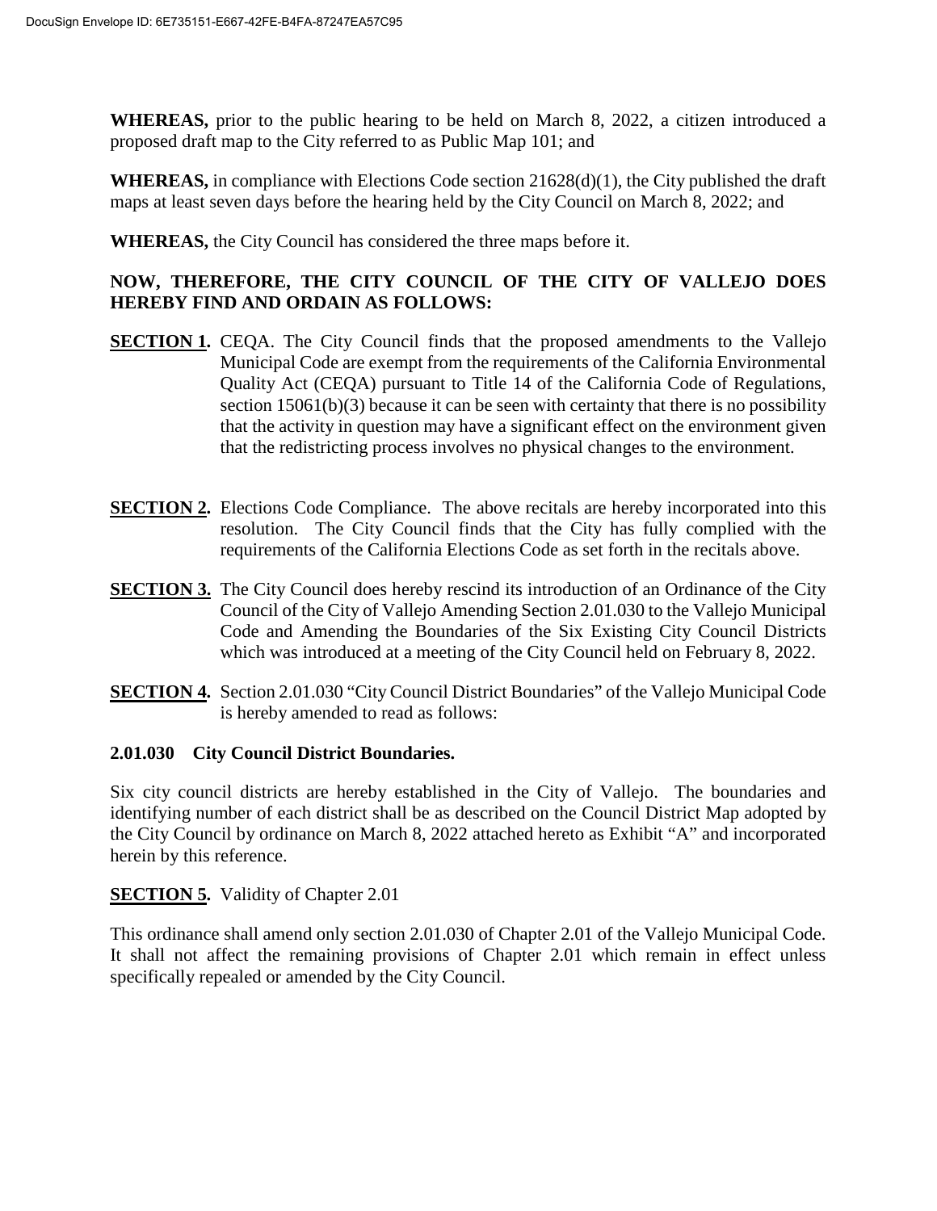**WHEREAS,** prior to the public hearing to be held on March 8, 2022, a citizen introduced a proposed draft map to the City referred to as Public Map 101; and

**WHEREAS,** in compliance with Elections Code section 21628(d)(1), the City published the draft maps at least seven days before the hearing held by the City Council on March 8, 2022; and

**WHEREAS,** the City Council has considered the three maps before it.

**NOW, THEREFORE, THE CITY COUNCIL OF THE CITY OF VALLEJO DOES HEREBY FIND AND ORDAIN AS FOLLOWS:**

**SECTION 1.** CEQA. The City Council finds that the proposed amendments to the Vallejo Municipal Code are exempt from the requirements of the California Environmental Quality Act (CEQA) pursuant to Title 14 of the California Code of Regulations, section 15061(b)(3) because it can be seen with certainty that there is no possibility that the activity in question may have a significant effect on the environment given that the redistricting process involves no physical changes to the environment.

**SECTION 2.** Elections Code Compliance. The above recitals are hereby incorporated into this resolution. The City Council finds that the City has fully complied with the requirements of the California Elections Code as set forth in the recitals above.

**SECTION 3.** The City Council does hereby rescind its introduction of an Ordinance of the City Council of the City of Vallejo Amending Section 2.01.030 to the Vallejo Municipal Code and Amending the Boundaries of the Six Existing City Council Districts which was introduced at a meeting of the City Council held on February 8, 2022.

**SECTION 4.** Section 2.01.030 "City Council District Boundaries" of the Vallejo Municipal Code is hereby amended to read as follows:

**2.01.030 City Council District Boundaries.**

Six city council districts are hereby established in the City of Vallejo. The boundaries and identifying number of each district shall be as described on the Council District Map adopted by the City Council by ordinance on March 8, 2022 attached hereto as Exhibit "A" and incorporated herein by this reference.

**SECTION 5.** Validity of Chapter 2.01

This ordinance shall amend only section 2.01.030 of Chapter 2.01 of the Vallejo Municipal Code. It shall not affect the remaining provisions of Chapter 2.01 which remain in effect unless specifically repealed or amended by the City Council.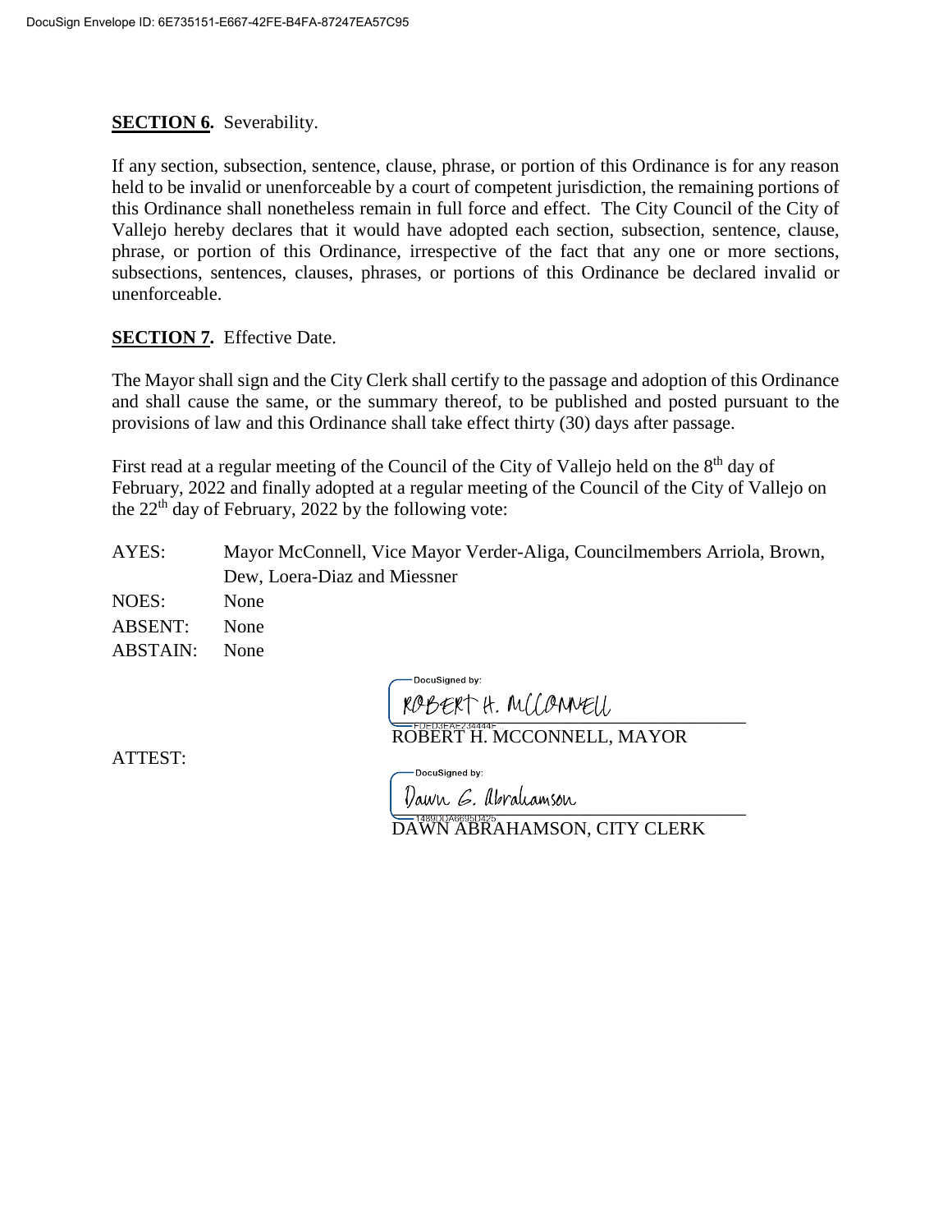**SECTION 6.** Severability.

If any section, subsection, sentence, clause, phrase, or portion of this Ordinance is for any reason held to be invalid or unenforceable by a court of competent jurisdiction, the remaining portions of this Ordinance shall nonetheless remain in full force and effect. The City Council of the City of Vallejo hereby declares that it would have adopted each section, subsection, sentence, clause, phrase, or portion of this Ordinance, irrespective of the fact that any one or more sections, subsections, sentences, clauses, phrases, or portions of this Ordinance be declared invalid or unenforceable.

**SECTION 7.** Effective Date.

The Mayor shall sign and the City Clerk shall certify to the passage and adoption of this Ordinance and shall cause the same, or the summary thereof, to be published and posted pursuant to the provisions of law and this Ordinance shall take effect thirty (30) days after passage.

First read at a regular meeting of the Council of the City of Vallejo held on the 8th day of February, 2022 and finally adopted at a regular meeting of the Council of the City of Vallejo on the 22nd day of February, 2022 by the following vote:

AYES: Mayor McConnell, Vice Mayor Verder-Aliga, Councilmembers Arriola, Brown, Dew, Loera-Diaz and Miessner
NOES: None
ABSENT: None
ABSTAIN: None

DocuSigned by:
ROBERT H. MCCONNELL
FDED3EAE234444F
ROBERT H. MCCONNELL, MAYOR

ATTEST:

DocuSigned by:
Dawn G. Abrahamson
1489DDA6695D425
DAWN ABRAHAMSON, CITY CLERK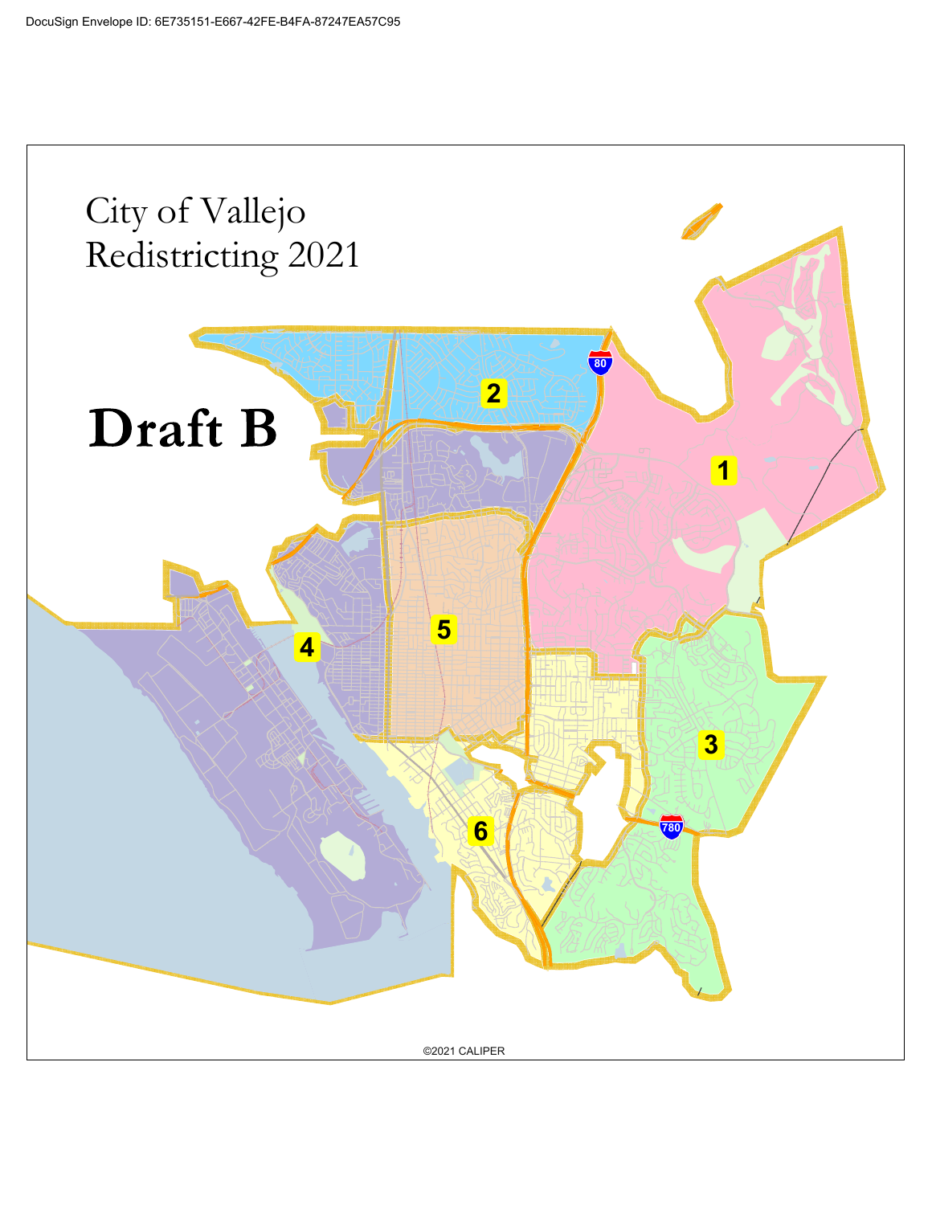City of Vallejo
Redistricting 2021

# Draft B

1

2

3

4

5

6

80

780

©2021 CALIPER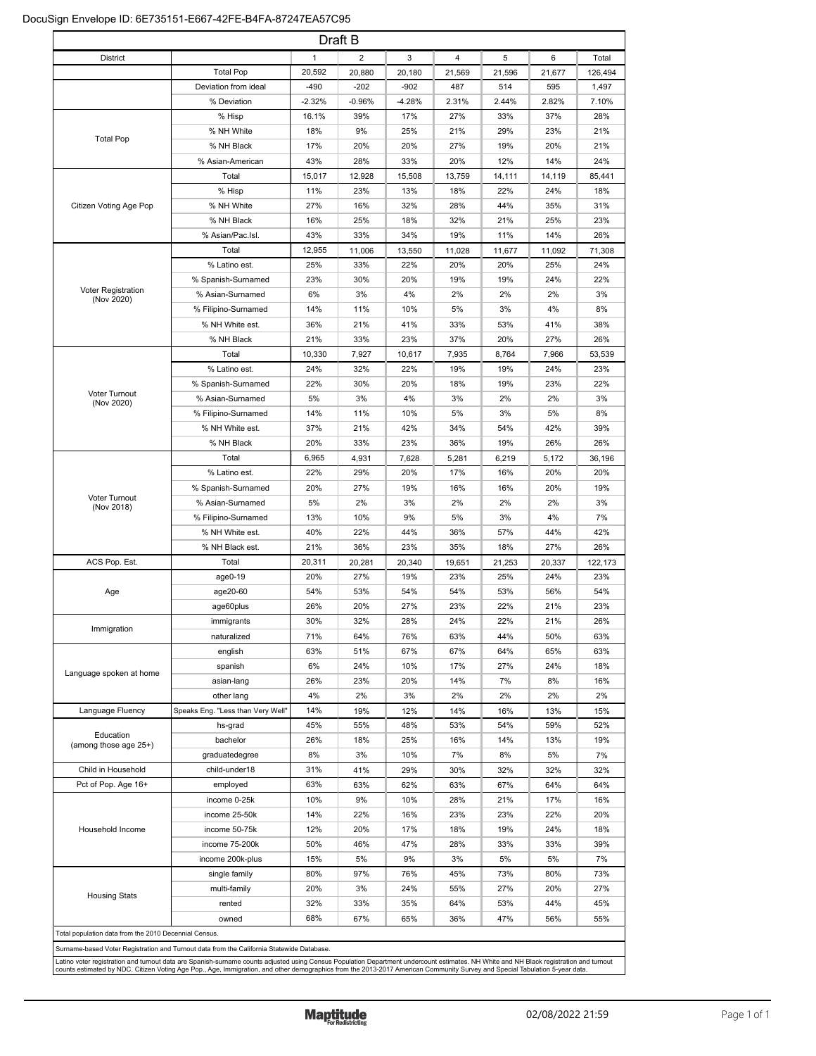DocuSign Envelope ID: 6E735151-E667-42FE-B4FA-87247EA57C95

# Draft B

| District | | 1 | 2 | 3 | 4 | 5 | 6 | Total |
|---|---|---|---|---|---|---|---|---|
| | Total Pop | 20,592 | 20,880 | 20,180 | 21,569 | 21,596 | 21,677 | 126,494 |
| | Deviation from ideal | -490 | -202 | -902 | 487 | 514 | 595 | 1,497 |
| | % Deviation | -2.32% | -0.96% | -4.28% | 2.31% | 2.44% | 2.82% | 7.10% |
| Total Pop | % Hisp | 16.1% | 39% | 17% | 27% | 33% | 37% | 28% |
| | % NH White | 18% | 9% | 25% | 21% | 29% | 23% | 21% |
| | % NH Black | 17% | 20% | 20% | 27% | 19% | 20% | 21% |
| | % Asian-American | 43% | 28% | 33% | 20% | 12% | 14% | 24% |
| Citizen Voting Age Pop | Total | 15,017 | 12,928 | 15,508 | 13,759 | 14,111 | 14,119 | 85,441 |
| | % Hisp | 11% | 23% | 13% | 18% | 22% | 24% | 18% |
| | % NH White | 27% | 16% | 32% | 28% | 44% | 35% | 31% |
| | % NH Black | 16% | 25% | 18% | 32% | 21% | 25% | 23% |
| | % Asian/Pac.Isl. | 43% | 33% | 34% | 19% | 11% | 14% | 26% |
| Voter Registration (Nov 2020) | Total | 12,955 | 11,006 | 13,550 | 11,028 | 11,677 | 11,092 | 71,308 |
| | % Latino est. | 25% | 33% | 22% | 20% | 20% | 25% | 24% |
| | % Spanish-Surnamed | 23% | 30% | 20% | 19% | 19% | 24% | 22% |
| | % Asian-Surnamed | 6% | 3% | 4% | 2% | 2% | 2% | 3% |
| | % Filipino-Surnamed | 14% | 11% | 10% | 5% | 3% | 4% | 8% |
| | % NH White est. | 36% | 21% | 41% | 33% | 53% | 41% | 38% |
| | % NH Black | 21% | 33% | 23% | 37% | 20% | 27% | 26% |
| Voter Turnout (Nov 2020) | Total | 10,330 | 7,927 | 10,617 | 7,935 | 8,764 | 7,966 | 53,539 |
| | % Latino est. | 24% | 32% | 22% | 19% | 19% | 24% | 23% |
| | % Spanish-Surnamed | 22% | 30% | 20% | 18% | 19% | 23% | 22% |
| | % Asian-Surnamed | 5% | 3% | 4% | 3% | 2% | 2% | 3% |
| | % Filipino-Surnamed | 14% | 11% | 10% | 5% | 3% | 5% | 8% |
| | % NH White est. | 37% | 21% | 42% | 34% | 54% | 42% | 39% |
| | % NH Black | 20% | 33% | 23% | 36% | 19% | 26% | 26% |
| Voter Turnout (Nov 2018) | Total | 6,965 | 4,931 | 7,628 | 5,281 | 6,219 | 5,172 | 36,196 |
| | % Latino est. | 22% | 29% | 20% | 17% | 16% | 20% | 20% |
| | % Spanish-Surnamed | 20% | 27% | 19% | 16% | 16% | 20% | 19% |
| | % Asian-Surnamed | 5% | 2% | 3% | 2% | 2% | 2% | 3% |
| | % Filipino-Surnamed | 13% | 10% | 9% | 5% | 3% | 4% | 7% |
| | % NH White est. | 40% | 22% | 44% | 36% | 57% | 44% | 42% |
| | % NH Black est. | 21% | 36% | 23% | 35% | 18% | 27% | 26% |
| ACS Pop. Est. | Total | 20,311 | 20,281 | 20,340 | 19,651 | 21,253 | 20,337 | 122,173 |
| Age | age0-19 | 20% | 27% | 19% | 23% | 25% | 24% | 23% |
| | age20-60 | 54% | 53% | 54% | 54% | 53% | 56% | 54% |
| | age60plus | 26% | 20% | 27% | 23% | 22% | 21% | 23% |
| Immigration | immigrants | 30% | 32% | 28% | 24% | 22% | 21% | 26% |
| | naturalized | 71% | 64% | 76% | 63% | 44% | 50% | 63% |
| Language spoken at home | english | 63% | 51% | 67% | 67% | 64% | 65% | 63% |
| | spanish | 6% | 24% | 10% | 17% | 27% | 24% | 18% |
| | asian-lang | 26% | 23% | 20% | 14% | 7% | 8% | 16% |
| | other lang | 4% | 2% | 3% | 2% | 2% | 2% | 2% |
| Language Fluency | Speaks Eng. "Less than Very Well" | 14% | 19% | 12% | 14% | 16% | 13% | 15% |
| Education (among those age 25+) | hs-grad | 45% | 55% | 48% | 53% | 54% | 59% | 52% |
| | bachelor | 26% | 18% | 25% | 16% | 14% | 13% | 19% |
| | graduatedegree | 8% | 3% | 10% | 7% | 8% | 5% | 7% |
| Child in Household | child-under18 | 31% | 41% | 29% | 30% | 32% | 32% | 32% |
| Pct of Pop. Age 16+ | employed | 63% | 63% | 62% | 63% | 67% | 64% | 64% |
| Household Income | income 0-25k | 10% | 9% | 10% | 28% | 21% | 17% | 16% |
| | income 25-50k | 14% | 22% | 16% | 23% | 23% | 22% | 20% |
| | income 50-75k | 12% | 20% | 17% | 18% | 19% | 24% | 18% |
| | income 75-200k | 50% | 46% | 47% | 28% | 33% | 33% | 39% |
| | income 200k-plus | 15% | 5% | 9% | 3% | 5% | 5% | 7% |
| Housing Stats | single family | 80% | 97% | 76% | 45% | 73% | 80% | 73% |
| | multi-family | 20% | 3% | 24% | 55% | 27% | 20% | 27% |
| | rented | 32% | 33% | 35% | 64% | 53% | 44% | 45% |
| | owned | 68% | 67% | 65% | 36% | 47% | 56% | 55% |

Total population data from the 2010 Decennial Census.

Surname-based Voter Registration and Turnout data from the California Statewide Database.

Latino voter registration and turnout data are Spanish-surname counts adjusted using Census Population Department undercount estimates. NH White and NH Black registration and turnout counts estimated by NDC. Citizen Voting Age Pop., Age, Immigration, and other demographics from the 2013-2017 American Community Survey and Special Tabulation 5-year data.

Maptitude For Redistricting

02/08/2022 21:59